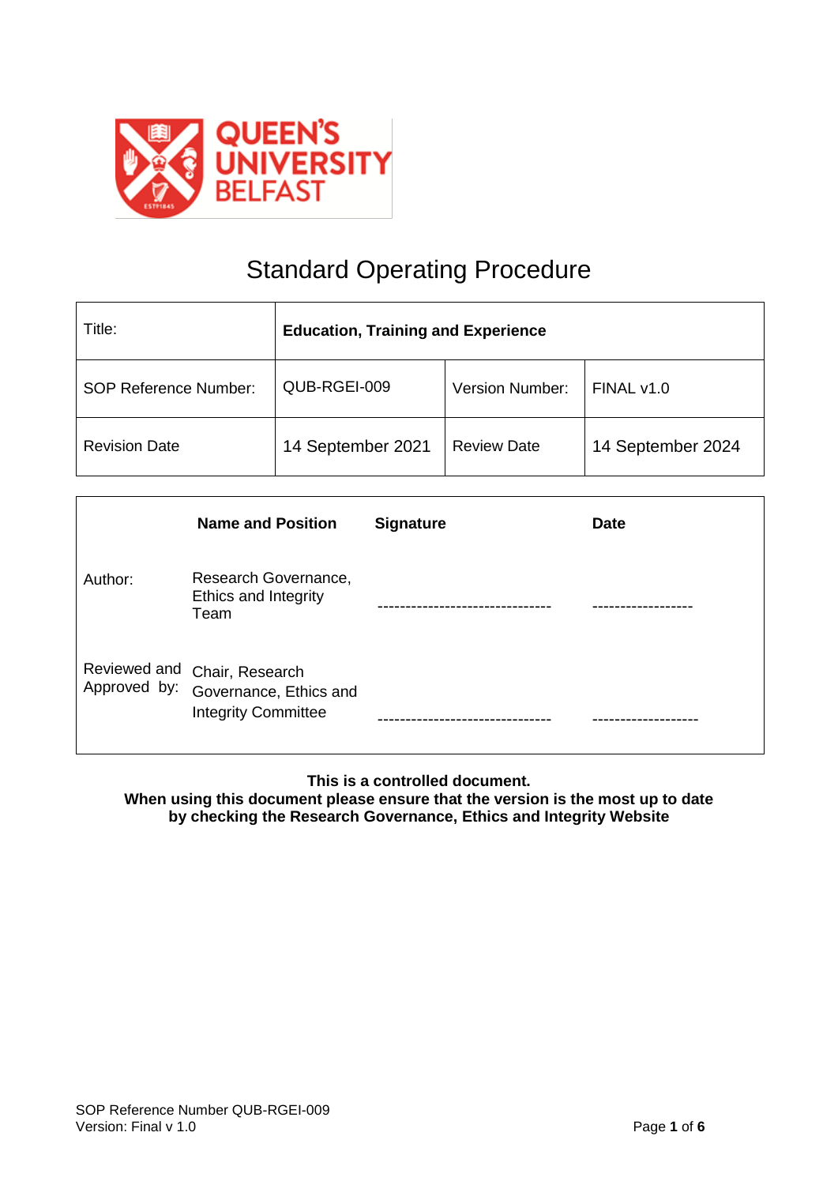# Standard Operating Procedure

| Title: | **Education, Training and Experience** | | |
|---|---|---|---|
| SOP Reference Number: | QUB-RGEI-009 | Version Number: | FINAL v1.0 |
| Revision Date | 14 September 2021 | Review Date | 14 September 2024 |

| | **Name and Position** | **Signature** | **Date** |
|---|---|---|---|
| Author: | Research Governance, Ethics and Integrity Team | -------------------------------- | ------------------ |
| Reviewed and Approved by: | Chair, Research Governance, Ethics and Integrity Committee | -------------------------------- | ------------------- |

**This is a controlled document.**
**When using this document please ensure that the version is the most up to date by checking the Research Governance, Ethics and Integrity Website**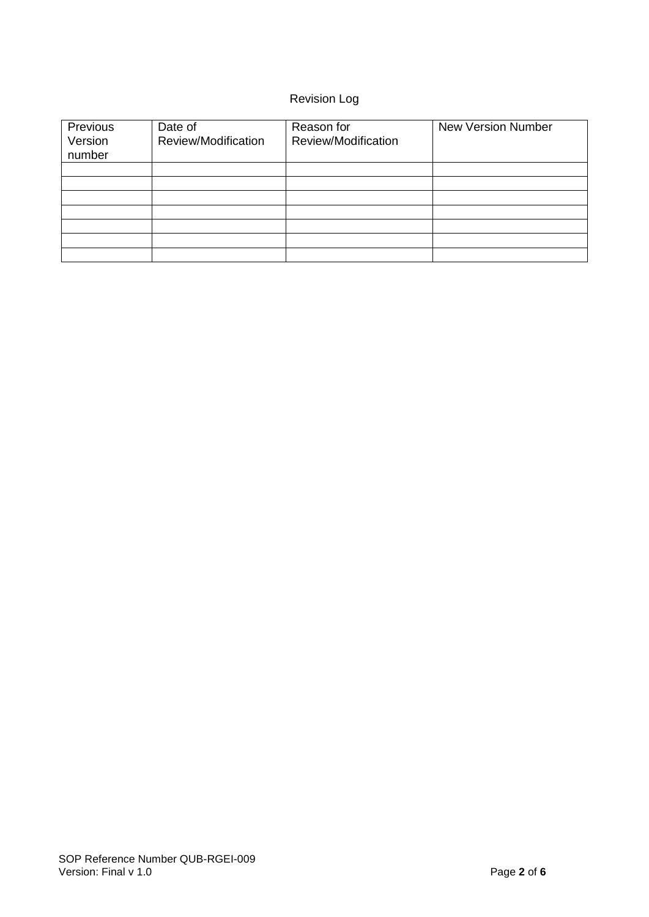Revision Log

| Previous Version number | Date of Review/Modification | Reason for Review/Modification | New Version Number |
|---|---|---|---|
| | | | |
| | | | |
| | | | |
| | | | |
| | | | |
| | | | |
| | | | |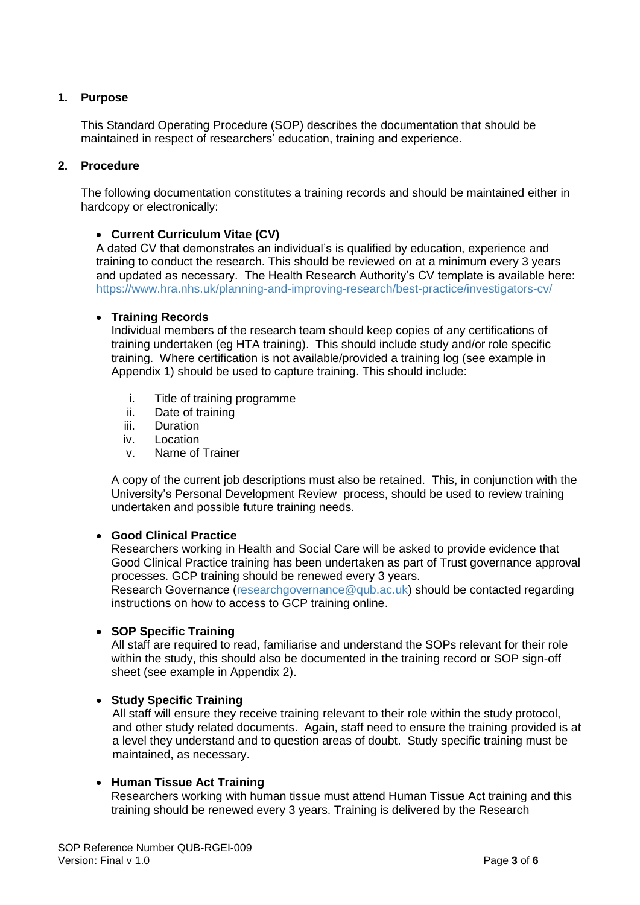## 1. Purpose

This Standard Operating Procedure (SOP) describes the documentation that should be maintained in respect of researchers' education, training and experience.

## 2. Procedure

The following documentation constitutes a training records and should be maintained either in hardcopy or electronically:

- **Current Curriculum Vitae (CV)**
  A dated CV that demonstrates an individual's is qualified by education, experience and training to conduct the research. This should be reviewed on at a minimum every 3 years and updated as necessary. The Health Research Authority's CV template is available here: https://www.hra.nhs.uk/planning-and-improving-research/best-practice/investigators-cv/

- **Training Records**
  Individual members of the research team should keep copies of any certifications of training undertaken (eg HTA training). This should include study and/or role specific training. Where certification is not available/provided a training log (see example in Appendix 1) should be used to capture training. This should include:

    i. Title of training programme
    ii. Date of training
    iii. Duration
    iv. Location
    v. Name of Trainer

  A copy of the current job descriptions must also be retained. This, in conjunction with the University's Personal Development Review process, should be used to review training undertaken and possible future training needs.

- **Good Clinical Practice**
  Researchers working in Health and Social Care will be asked to provide evidence that Good Clinical Practice training has been undertaken as part of Trust governance approval processes. GCP training should be renewed every 3 years.
  Research Governance (researchgovernance@qub.ac.uk) should be contacted regarding instructions on how to access to GCP training online.

- **SOP Specific Training**
  All staff are required to read, familiarise and understand the SOPs relevant for their role within the study, this should also be documented in the training record or SOP sign-off sheet (see example in Appendix 2).

- **Study Specific Training**
  All staff will ensure they receive training relevant to their role within the study protocol, and other study related documents. Again, staff need to ensure the training provided is at a level they understand and to question areas of doubt. Study specific training must be maintained, as necessary.

- **Human Tissue Act Training**
  Researchers working with human tissue must attend Human Tissue Act training and this training should be renewed every 3 years. Training is delivered by the Research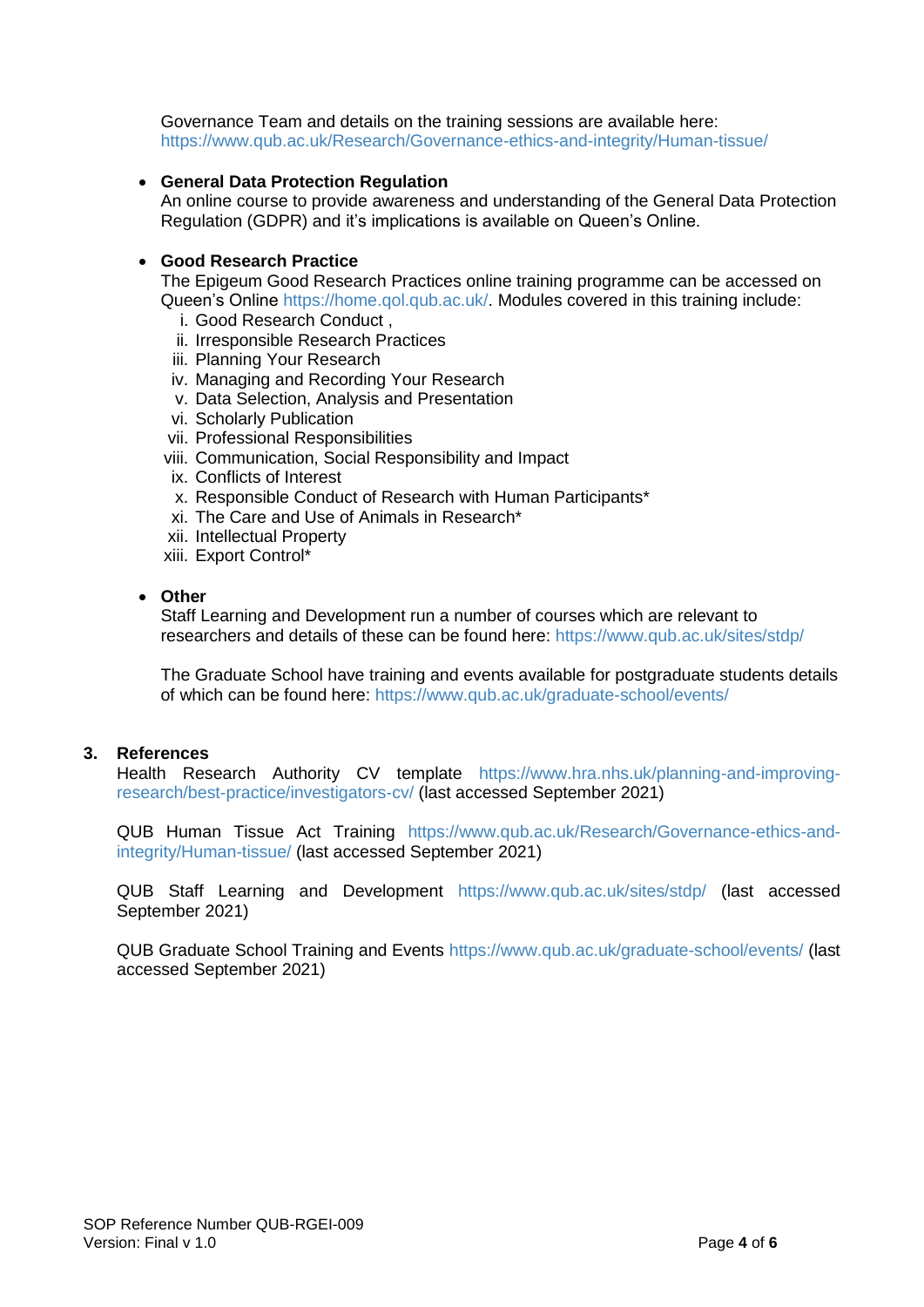Governance Team and details on the training sessions are available here: https://www.qub.ac.uk/Research/Governance-ethics-and-integrity/Human-tissue/

- **General Data Protection Regulation**
  An online course to provide awareness and understanding of the General Data Protection Regulation (GDPR) and it's implications is available on Queen's Online.

- **Good Research Practice**
  The Epigeum Good Research Practices online training programme can be accessed on Queen's Online https://home.qol.qub.ac.uk/. Modules covered in this training include:
  i. Good Research Conduct ,
  ii. Irresponsible Research Practices
  iii. Planning Your Research
  iv. Managing and Recording Your Research
  v. Data Selection, Analysis and Presentation
  vi. Scholarly Publication
  vii. Professional Responsibilities
  viii. Communication, Social Responsibility and Impact
  ix. Conflicts of Interest
  x. Responsible Conduct of Research with Human Participants*
  xi. The Care and Use of Animals in Research*
  xii. Intellectual Property
  xiii. Export Control*

- **Other**
  Staff Learning and Development run a number of courses which are relevant to researchers and details of these can be found here: https://www.qub.ac.uk/sites/stdp/

  The Graduate School have training and events available for postgraduate students details of which can be found here: https://www.qub.ac.uk/graduate-school/events/

## 3. References

Health Research Authority CV template https://www.hra.nhs.uk/planning-and-improving-research/best-practice/investigators-cv/ (last accessed September 2021)

QUB Human Tissue Act Training https://www.qub.ac.uk/Research/Governance-ethics-and-integrity/Human-tissue/ (last accessed September 2021)

QUB Staff Learning and Development https://www.qub.ac.uk/sites/stdp/ (last accessed September 2021)

QUB Graduate School Training and Events https://www.qub.ac.uk/graduate-school/events/ (last accessed September 2021)

SOP Reference Number QUB-RGEI-009
Version: Final v 1.0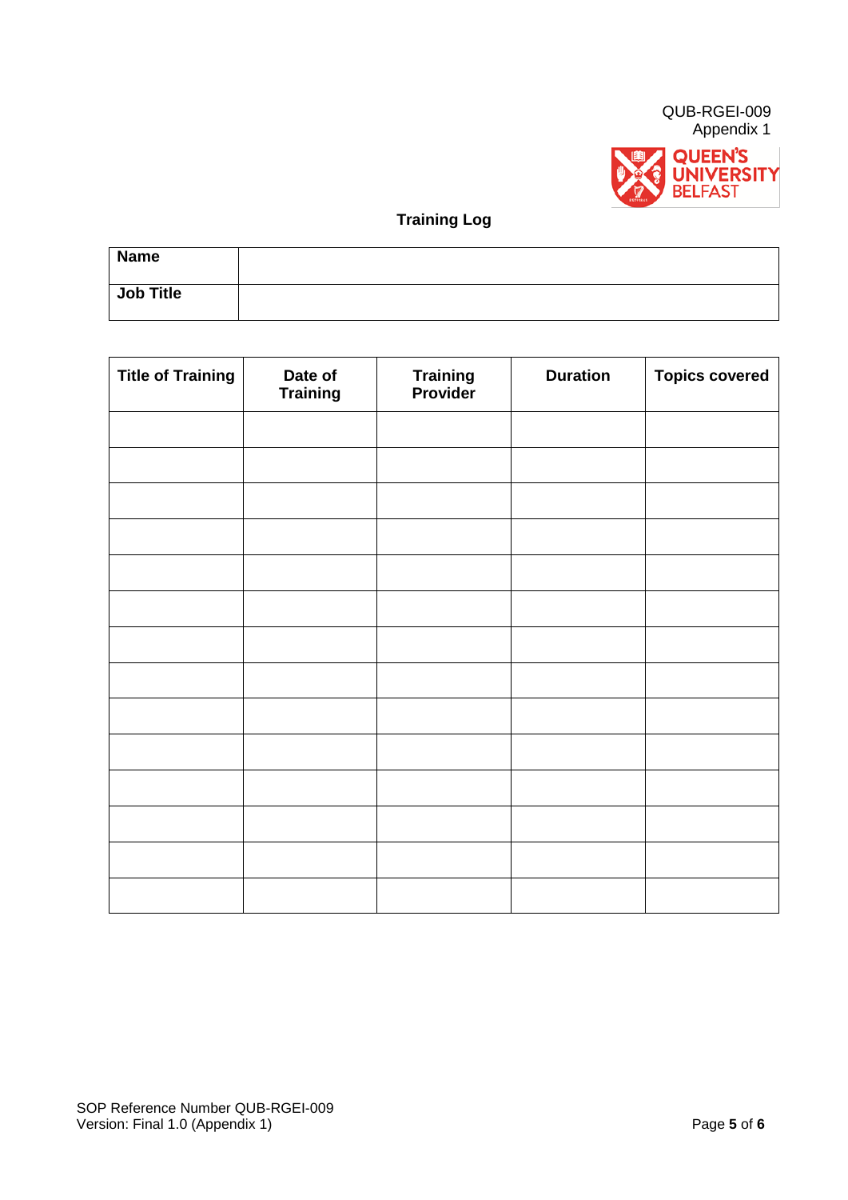QUB-RGEI-009
Appendix 1

## Training Log

| **Name** | |
|---|---|
| **Job Title** | |

| **Title of Training** | **Date of Training** | **Training Provider** | **Duration** | **Topics covered** |
|---|---|---|---|---|
| | | | | |
| | | | | |
| | | | | |
| | | | | |
| | | | | |
| | | | | |
| | | | | |
| | | | | |
| | | | | |
| | | | | |
| | | | | |
| | | | | |
| | | | | |
| | | | | |

SOP Reference Number QUB-RGEI-009
Version: Final 1.0 (Appendix 1)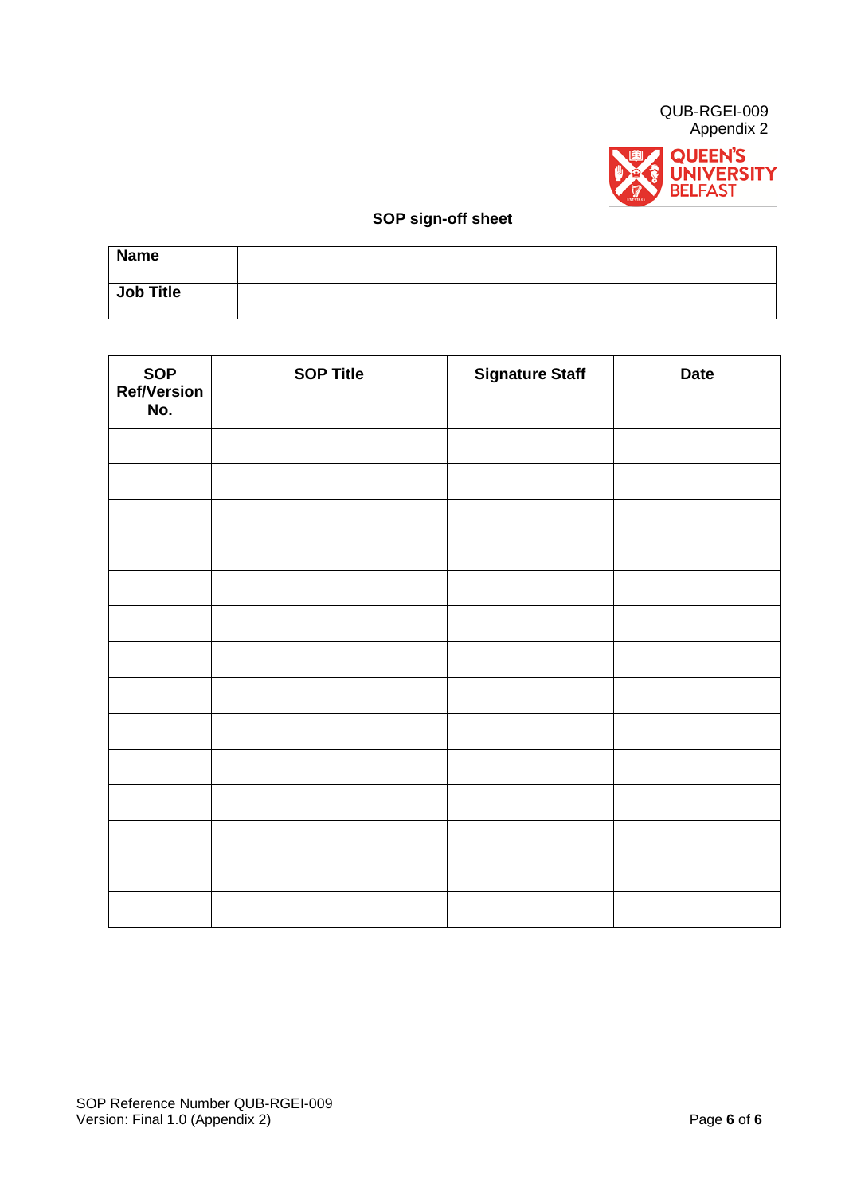QUB-RGEI-009
Appendix 2

## SOP sign-off sheet

| | |
|---|---|
| **Name** | |
| **Job Title** | |

| SOP Ref/Version No. | SOP Title | Signature Staff | Date |
|---|---|---|---|
| | | | |
| | | | |
| | | | |
| | | | |
| | | | |
| | | | |
| | | | |
| | | | |
| | | | |
| | | | |
| | | | |
| | | | |
| | | | |
| | | | |